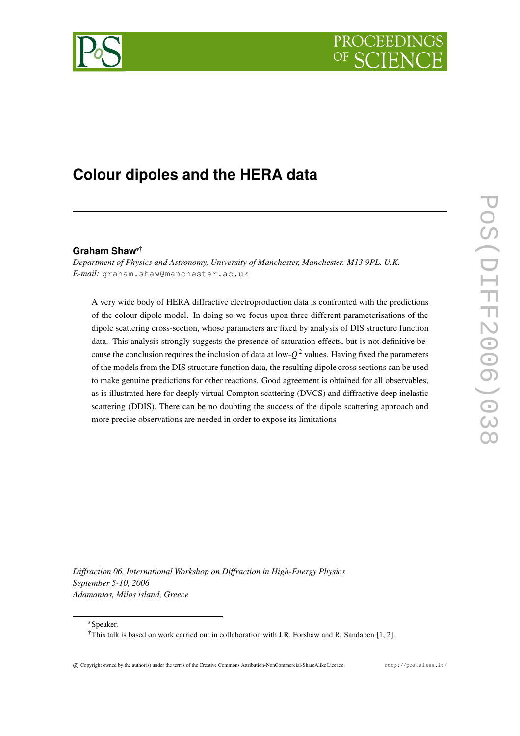# Colour dipoles and the HERA data

**Graham Shaw***[†]

*Department of Physics and Astronomy, University of Manchester, Manchester. M13 9PL. U.K.*
*E-mail:* graham.shaw@manchester.ac.uk

A very wide body of HERA diffractive electroproduction data is confronted with the predictions of the colour dipole model. In doing so we focus upon three different parameterisations of the dipole scattering cross-section, whose parameters are fixed by analysis of DIS structure function data. This analysis strongly suggests the presence of saturation effects, but is not definitive because the conclusion requires the inclusion of data at low-$Q^2$ values. Having fixed the parameters of the models from the DIS structure function data, the resulting dipole cross sections can be used to make genuine predictions for other reactions. Good agreement is obtained for all observables, as is illustrated here for deeply virtual Compton scattering (DVCS) and diffractive deep inelastic scattering (DDIS). There can be no doubting the success of the dipole scattering approach and more precise observations are needed in order to expose its limitations

*Diffraction 06, International Workshop on Diffraction in High-Energy Physics*
*September 5-10, 2006*
*Adamantas, Milos island, Greece*

*Speaker.
†This talk is based on work carried out in collaboration with J.R. Forshaw and R. Sandapen [1, 2].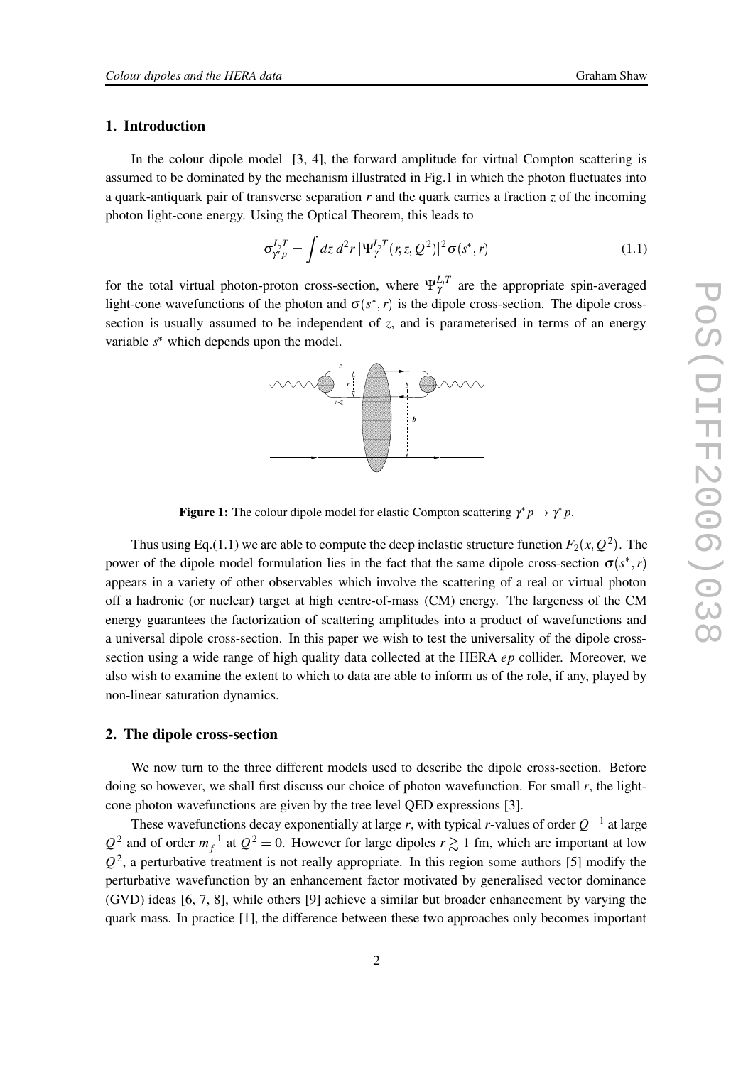## 1. Introduction

In the colour dipole model [3, 4], the forward amplitude for virtual Compton scattering is assumed to be dominated by the mechanism illustrated in Fig.1 in which the photon fluctuates into a quark-antiquark pair of transverse separation $r$ and the quark carries a fraction $z$ of the incoming photon light-cone energy. Using the Optical Theorem, this leads to

$$\sigma^{L,T}_{\gamma^* p} = \int dz\, d^2r\, |\Psi^{L,T}_\gamma(r,z,Q^2)|^2 \sigma(s^*,r) \tag{1.1}$$

for the total virtual photon-proton cross-section, where $\Psi^{L,T}_\gamma$ are the appropriate spin-averaged light-cone wavefunctions of the photon and $\sigma(s^*,r)$ is the dipole cross-section. The dipole cross-section is usually assumed to be independent of $z$, and is parameterised in terms of an energy variable $s^*$ which depends upon the model.

**Figure 1:** The colour dipole model for elastic Compton scattering $\gamma^* p \to \gamma^* p$.

Thus using Eq.(1.1) we are able to compute the deep inelastic structure function $F_2(x,Q^2)$. The power of the dipole model formulation lies in the fact that the same dipole cross-section $\sigma(s^*,r)$ appears in a variety of other observables which involve the scattering of a real or virtual photon off a hadronic (or nuclear) target at high centre-of-mass (CM) energy. The largeness of the CM energy guarantees the factorization of scattering amplitudes into a product of wavefunctions and a universal dipole cross-section. In this paper we wish to test the universality of the dipole cross-section using a wide range of high quality data collected at the HERA *ep* collider. Moreover, we also wish to examine the extent to which to data are able to inform us of the role, if any, played by non-linear saturation dynamics.

## 2. The dipole cross-section

We now turn to the three different models used to describe the dipole cross-section. Before doing so however, we shall first discuss our choice of photon wavefunction. For small $r$, the light-cone photon wavefunctions are given by the tree level QED expressions [3].

These wavefunctions decay exponentially at large $r$, with typical $r$-values of order $Q^{-1}$ at large $Q^2$ and of order $m_f^{-1}$ at $Q^2 = 0$. However for large dipoles $r \gtrsim 1$ fm, which are important at low $Q^2$, a perturbative treatment is not really appropriate. In this region some authors [5] modify the perturbative wavefunction by an enhancement factor motivated by generalised vector dominance (GVD) ideas [6, 7, 8], while others [9] achieve a similar but broader enhancement by varying the quark mass. In practice [1], the difference between these two approaches only becomes important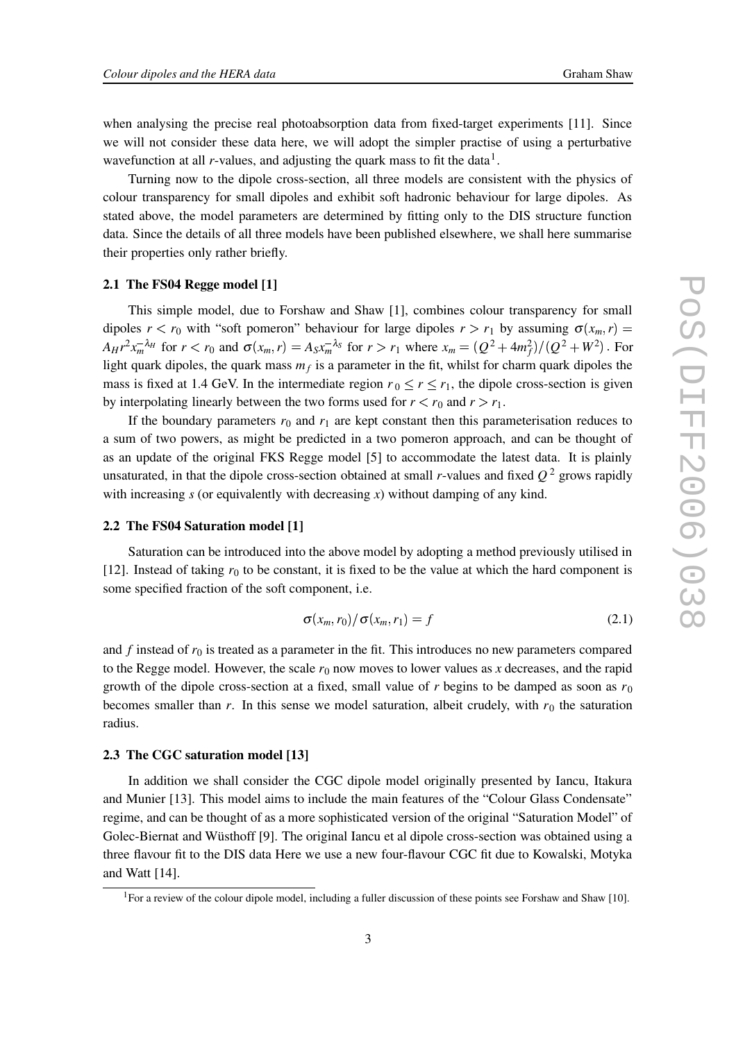when analysing the precise real photoabsorption data from fixed-target experiments [11]. Since we will not consider these data here, we will adopt the simpler practise of using a perturbative wavefunction at all $r$-values, and adjusting the quark mass to fit the data[1].

Turning now to the dipole cross-section, all three models are consistent with the physics of colour transparency for small dipoles and exhibit soft hadronic behaviour for large dipoles. As stated above, the model parameters are determined by fitting only to the DIS structure function data. Since the details of all three models have been published elsewhere, we shall here summarise their properties only rather briefly.

### 2.1 The FS04 Regge model [1]

This simple model, due to Forshaw and Shaw [1], combines colour transparency for small dipoles $r < r_0$ with "soft pomeron" behaviour for large dipoles $r > r_1$ by assuming $\sigma(x_m, r) = A_H r^2 x_m^{-\lambda_H}$ for $r < r_0$ and $\sigma(x_m, r) = A_S x_m^{-\lambda_S}$ for $r > r_1$ where $x_m = (Q^2 + 4m_f^2)/(Q^2 + W^2)$. For light quark dipoles, the quark mass $m_f$ is a parameter in the fit, whilst for charm quark dipoles the mass is fixed at 1.4 GeV. In the intermediate region $r_0 \leq r \leq r_1$, the dipole cross-section is given by interpolating linearly between the two forms used for $r < r_0$ and $r > r_1$.

If the boundary parameters $r_0$ and $r_1$ are kept constant then this parameterisation reduces to a sum of two powers, as might be predicted in a two pomeron approach, and can be thought of as an update of the original FKS Regge model [5] to accommodate the latest data. It is plainly unsaturated, in that the dipole cross-section obtained at small $r$-values and fixed $Q^2$ grows rapidly with increasing $s$ (or equivalently with decreasing $x$) without damping of any kind.

### 2.2 The FS04 Saturation model [1]

Saturation can be introduced into the above model by adopting a method previously utilised in [12]. Instead of taking $r_0$ to be constant, it is fixed to be the value at which the hard component is some specified fraction of the soft component, i.e.

$$\sigma(x_m, r_0)/\sigma(x_m, r_1) = f \tag{2.1}$$

and $f$ instead of $r_0$ is treated as a parameter in the fit. This introduces no new parameters compared to the Regge model. However, the scale $r_0$ now moves to lower values as $x$ decreases, and the rapid growth of the dipole cross-section at a fixed, small value of $r$ begins to be damped as soon as $r_0$ becomes smaller than $r$. In this sense we model saturation, albeit crudely, with $r_0$ the saturation radius.

### 2.3 The CGC saturation model [13]

In addition we shall consider the CGC dipole model originally presented by Iancu, Itakura and Munier [13]. This model aims to include the main features of the "Colour Glass Condensate" regime, and can be thought of as a more sophisticated version of the original "Saturation Model" of Golec-Biernat and Wüsthoff [9]. The original Iancu et al dipole cross-section was obtained using a three flavour fit to the DIS data Here we use a new four-flavour CGC fit due to Kowalski, Motyka and Watt [14].

[1]For a review of the colour dipole model, including a fuller discussion of these points see Forshaw and Shaw [10].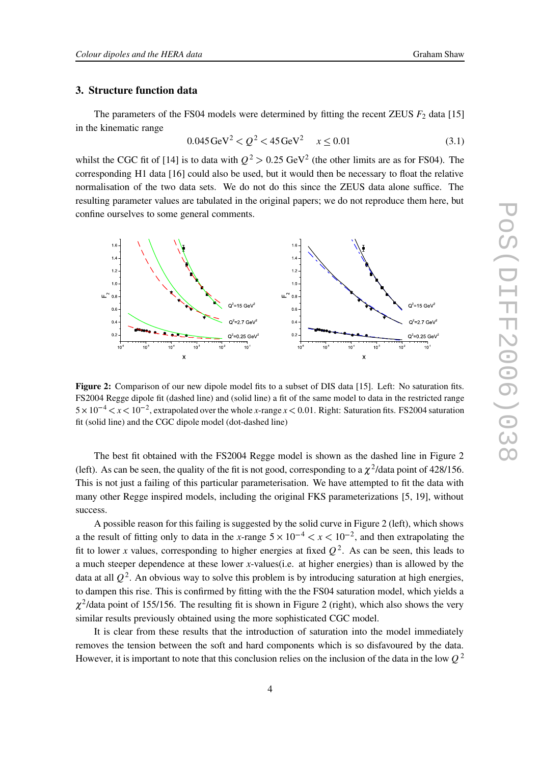## 3. Structure function data

The parameters of the FS04 models were determined by fitting the recent ZEUS $F_2$ data [15] in the kinematic range

$$0.045\,\mathrm{GeV}^2 < Q^2 < 45\,\mathrm{GeV}^2 \qquad x \leq 0.01 \tag{3.1}$$

whilst the CGC fit of [14] is to data with $Q^2 > 0.25$ GeV$^2$ (the other limits are as for FS04). The corresponding H1 data [16] could also be used, but it would then be necessary to float the relative normalisation of the two data sets. We do not do this since the ZEUS data alone suffice. The resulting parameter values are tabulated in the original papers; we do not reproduce them here, but confine ourselves to some general comments.

**Figure 2:** Comparison of our new dipole model fits to a subset of DIS data [15]. Left: No saturation fits. FS2004 Regge dipole fit (dashed line) and (solid line) a fit of the same model to data in the restricted range $5\times10^{-4} < x < 10^{-2}$, extrapolated over the whole $x$-range $x < 0.01$. Right: Saturation fits. FS2004 saturation fit (solid line) and the CGC dipole model (dot-dashed line)

The best fit obtained with the FS2004 Regge model is shown as the dashed line in Figure 2 (left). As can be seen, the quality of the fit is not good, corresponding to a $\chi^2$/data point of 428/156. This is not just a failing of this particular parameterisation. We have attempted to fit the data with many other Regge inspired models, including the original FKS parameterizations [5, 19], without success.

A possible reason for this failing is suggested by the solid curve in Figure 2 (left), which shows a the result of fitting only to data in the $x$-range $5\times10^{-4} < x < 10^{-2}$, and then extrapolating the fit to lower $x$ values, corresponding to higher energies at fixed $Q^2$. As can be seen, this leads to a much steeper dependence at these lower $x$-values(i.e. at higher energies) than is allowed by the data at all $Q^2$. An obvious way to solve this problem is by introducing saturation at high energies, to dampen this rise. This is confirmed by fitting with the the FS04 saturation model, which yields a $\chi^2$/data point of 155/156. The resulting fit is shown in Figure 2 (right), which also shows the very similar results previously obtained using the more sophisticated CGC model.

It is clear from these results that the introduction of saturation into the model immediately removes the tension between the soft and hard components which is so disfavoured by the data. However, it is important to note that this conclusion relies on the inclusion of the data in the low $Q^2$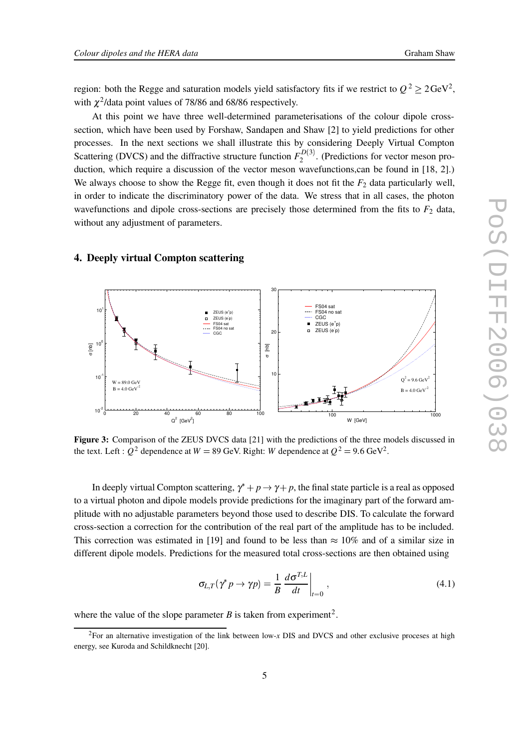region: both the Regge and saturation models yield satisfactory fits if we restrict to $Q^2 \geq 2\,\mathrm{GeV}^2$, with $\chi^2$/data point values of 78/86 and 68/86 respectively.

At this point we have three well-determined parameterisations of the colour dipole cross-section, which have been used by Forshaw, Sandapen and Shaw [2] to yield predictions for other processes. In the next sections we shall illustrate this by considering Deeply Virtual Compton Scattering (DVCS) and the diffractive structure function $F_2^{D(3)}$. (Predictions for vector meson production, which require a discussion of the vector meson wavefunctions,can be found in [18, 2].) We always choose to show the Regge fit, even though it does not fit the $F_2$ data particularly well, in order to indicate the discriminatory power of the data. We stress that in all cases, the photon wavefunctions and dipole cross-sections are precisely those determined from the fits to $F_2$ data, without any adjustment of parameters.

## 4. Deeply virtual Compton scattering

**Figure 3:** Comparison of the ZEUS DVCS data [21] with the predictions of the three models discussed in the text. Left : $Q^2$ dependence at $W = 89$ GeV. Right: $W$ dependence at $Q^2 = 9.6\,\mathrm{GeV}^2$.

In deeply virtual Compton scattering, $\gamma^* + p \to \gamma + p$, the final state particle is a real as opposed to a virtual photon and dipole models provide predictions for the imaginary part of the forward amplitude with no adjustable parameters beyond those used to describe DIS. To calculate the forward cross-section a correction for the contribution of the real part of the amplitude has to be included. This correction was estimated in [19] and found to be less than $\approx 10\%$ and of a similar size in different dipole models. Predictions for the measured total cross-sections are then obtained using

$$\sigma_{L,T}(\gamma^* p \to \gamma p) = \frac{1}{B} \left. \frac{d\sigma^{T,L}}{dt} \right|_{t=0}, \tag{4.1}$$

where the value of the slope parameter $B$ is taken from experiment[2].

[2] For an alternative investigation of the link between low-$x$ DIS and DVCS and other exclusive processes at high energy, see Kuroda and Schildknecht [20].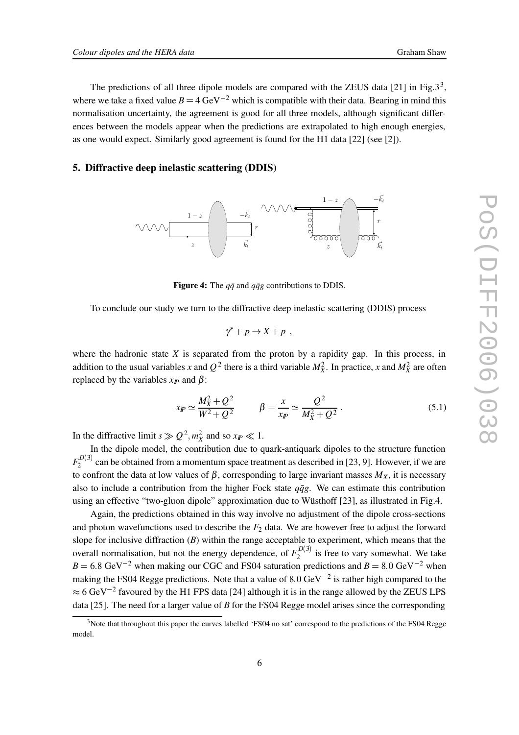The predictions of all three dipole models are compared with the ZEUS data [21] in Fig.3[3], where we take a fixed value $B = 4\ \mathrm{GeV}^{-2}$ which is compatible with their data. Bearing in mind this normalisation uncertainty, the agreement is good for all three models, although significant differences between the models appear when the predictions are extrapolated to high enough energies, as one would expect. Similarly good agreement is found for the H1 data [22] (see [2]).

## 5. Diffractive deep inelastic scattering (DDIS)

**Figure 4:** The $q\bar{q}$ and $q\bar{q}g$ contributions to DDIS.

To conclude our study we turn to the diffractive deep inelastic scattering (DDIS) process

$$\gamma^* + p \to X + p \ ,$$

where the hadronic state $X$ is separated from the proton by a rapidity gap. In this process, in addition to the usual variables $x$ and $Q^2$ there is a third variable $M_X^2$. In practice, $x$ and $M_X^2$ are often replaced by the variables $x_{I\!P}$ and $\beta$:

$$x_{I\!P} \simeq \frac{M_X^2 + Q^2}{W^2 + Q^2} \qquad \beta = \frac{x}{x_{I\!P}} \simeq \frac{Q^2}{M_X^2 + Q^2} \, . \tag{5.1}$$

In the diffractive limit $s \gg Q^2, m_X^2$ and so $x_{I\!P} \ll 1$.

In the dipole model, the contribution due to quark-antiquark dipoles to the structure function $F_2^{D(3)}$ can be obtained from a momentum space treatment as described in [23, 9]. However, if we are to confront the data at low values of $\beta$, corresponding to large invariant masses $M_X$, it is necessary also to include a contribution from the higher Fock state $q\bar{q}g$. We can estimate this contribution using an effective "two-gluon dipole" approximation due to Wüsthoff [23], as illustrated in Fig.4.

Again, the predictions obtained in this way involve no adjustment of the dipole cross-sections and photon wavefunctions used to describe the $F_2$ data. We are however free to adjust the forward slope for inclusive diffraction ($B$) within the range acceptable to experiment, which means that the overall normalisation, but not the energy dependence, of $F_2^{D(3)}$ is free to vary somewhat. We take $B = 6.8\ \mathrm{GeV}^{-2}$ when making our CGC and FS04 saturation predictions and $B = 8.0\ \mathrm{GeV}^{-2}$ when making the FS04 Regge predictions. Note that a value of $8.0\ \mathrm{GeV}^{-2}$ is rather high compared to the $\approx 6\ \mathrm{GeV}^{-2}$ favoured by the H1 FPS data [24] although it is in the range allowed by the ZEUS LPS data [25]. The need for a larger value of $B$ for the FS04 Regge model arises since the corresponding

[3] Note that throughout this paper the curves labelled 'FS04 no sat' correspond to the predictions of the FS04 Regge model.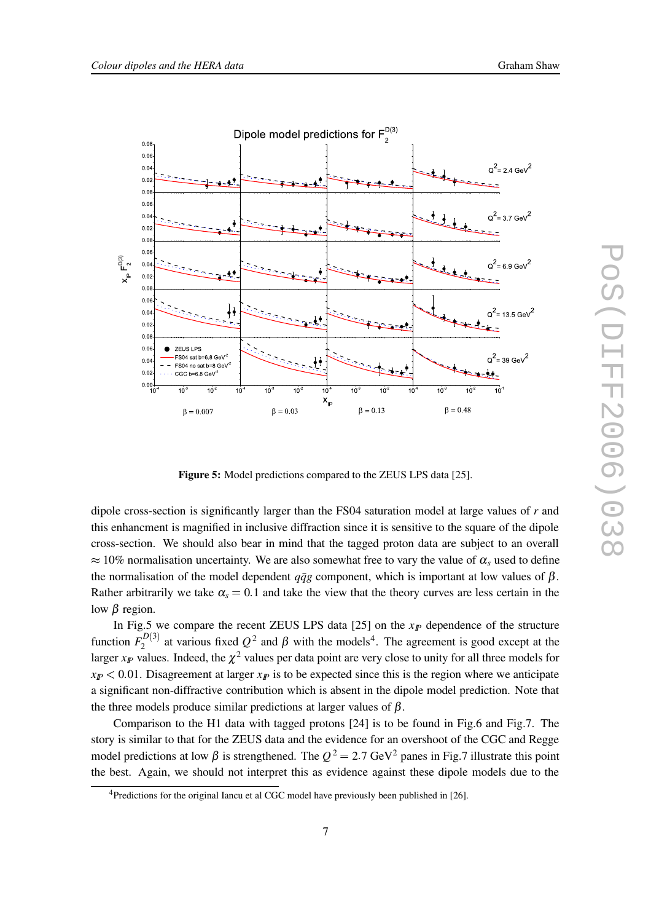**Figure 5:** Model predictions compared to the ZEUS LPS data [25].

dipole cross-section is significantly larger than the FS04 saturation model at large values of $r$ and this enhancment is magnified in inclusive diffraction since it is sensitive to the square of the dipole cross-section. We should also bear in mind that the tagged proton data are subject to an overall $\approx 10\%$ normalisation uncertainty. We are also somewhat free to vary the value of $\alpha_s$ used to define the normalisation of the model dependent $q\bar{q}g$ component, which is important at low values of $\beta$. Rather arbitrarily we take $\alpha_s = 0.1$ and take the view that the theory curves are less certain in the low $\beta$ region.

In Fig.5 we compare the recent ZEUS LPS data [25] on the $x_{I\!P}$ dependence of the structure function $F_2^{D(3)}$ at various fixed $Q^2$ and $\beta$ with the models[4]. The agreement is good except at the larger $x_{I\!P}$ values. Indeed, the $\chi^2$ values per data point are very close to unity for all three models for $x_{I\!P} < 0.01$. Disagreement at larger $x_{I\!P}$ is to be expected since this is the region where we anticipate a significant non-diffractive contribution which is absent in the dipole model prediction. Note that the three models produce similar predictions at larger values of $\beta$.

Comparison to the H1 data with tagged protons [24] is to be found in Fig.6 and Fig.7. The story is similar to that for the ZEUS data and the evidence for an overshoot of the CGC and Regge model predictions at low $\beta$ is strengthened. The $Q^2 = 2.7$ GeV$^2$ panes in Fig.7 illustrate this point the best. Again, we should not interpret this as evidence against these dipole models due to the

[4]Predictions for the original Iancu et al CGC model have previously been published in [26].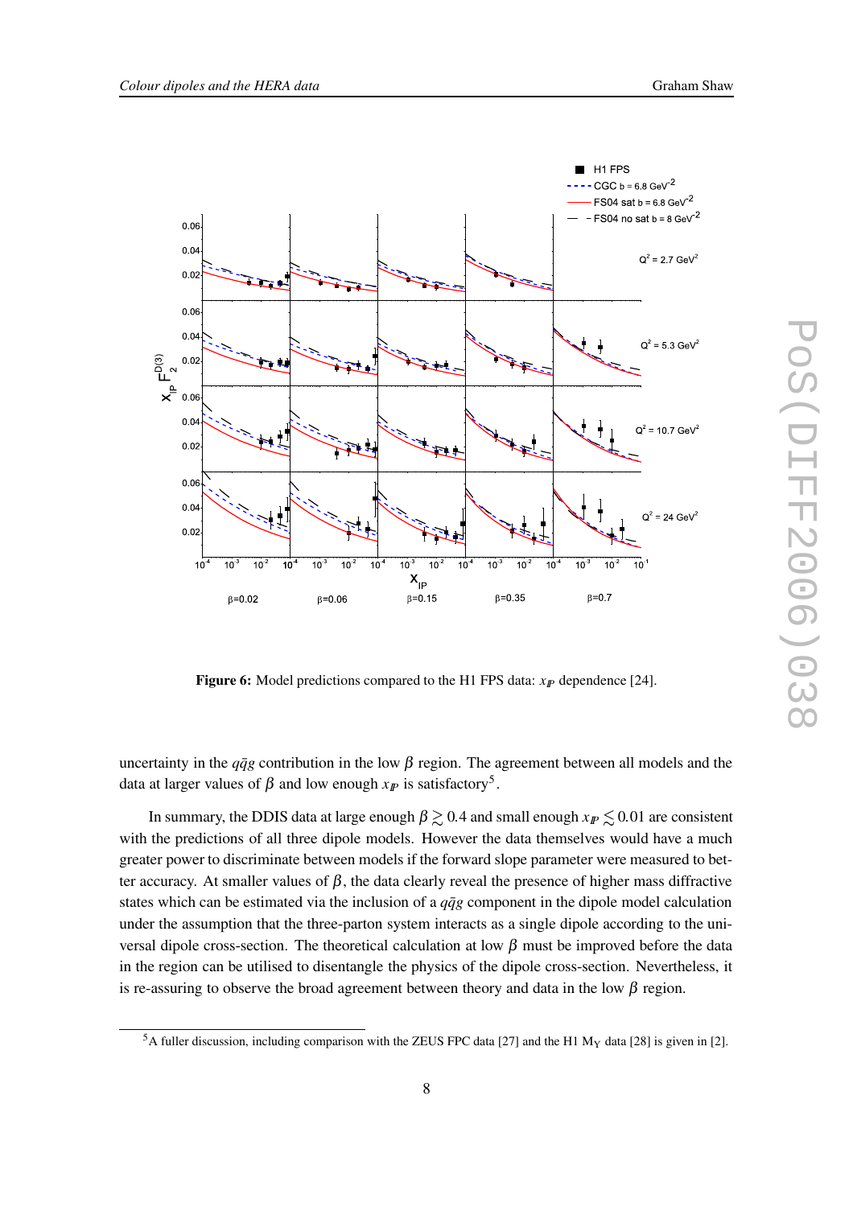**Figure 6:** Model predictions compared to the H1 FPS data: $x_{I\!P}$ dependence [24].

uncertainty in the $q\bar{q}g$ contribution in the low $\beta$ region. The agreement between all models and the data at larger values of $\beta$ and low enough $x_{I\!P}$ is satisfactory[5].

In summary, the DDIS data at large enough $\beta \gtrsim 0.4$ and small enough $x_{I\!P} \lesssim 0.01$ are consistent with the predictions of all three dipole models. However the data themselves would have a much greater power to discriminate between models if the forward slope parameter were measured to better accuracy. At smaller values of $\beta$, the data clearly reveal the presence of higher mass diffractive states which can be estimated via the inclusion of a $q\bar{q}g$ component in the dipole model calculation under the assumption that the three-parton system interacts as a single dipole according to the universal dipole cross-section. The theoretical calculation at low $\beta$ must be improved before the data in the region can be utilised to disentangle the physics of the dipole cross-section. Nevertheless, it is re-assuring to observe the broad agreement between theory and data in the low $\beta$ region.

[5] A fuller discussion, including comparison with the ZEUS FPC data [27] and the H1 $M_Y$ data [28] is given in [2].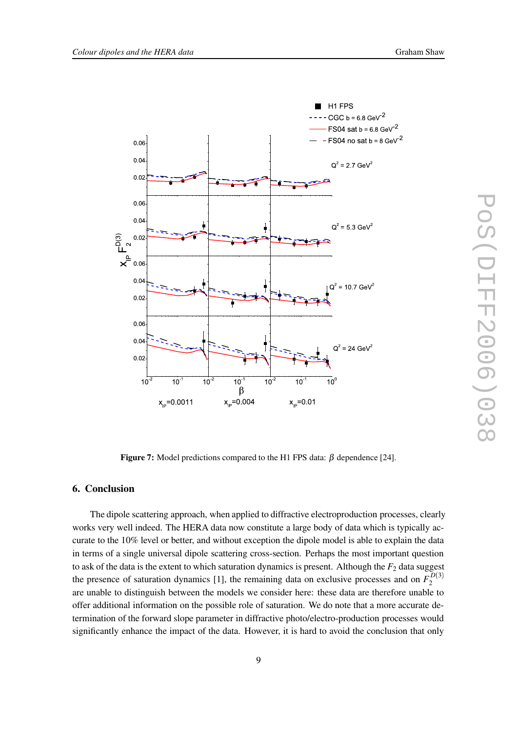**Figure 7:** Model predictions compared to the H1 FPS data: $\beta$ dependence [24].

## 6. Conclusion

The dipole scattering approach, when applied to diffractive electroproduction processes, clearly works very well indeed. The HERA data now constitute a large body of data which is typically accurate to the 10% level or better, and without exception the dipole model is able to explain the data in terms of a single universal dipole scattering cross-section. Perhaps the most important question to ask of the data is the extent to which saturation dynamics is present. Although the $F_2$ data suggest the presence of saturation dynamics [1], the remaining data on exclusive processes and on $F_2^{D(3)}$ are unable to distinguish between the models we consider here: these data are therefore unable to offer additional information on the possible role of saturation. We do note that a more accurate determination of the forward slope parameter in diffractive photo/electro-production processes would significantly enhance the impact of the data. However, it is hard to avoid the conclusion that only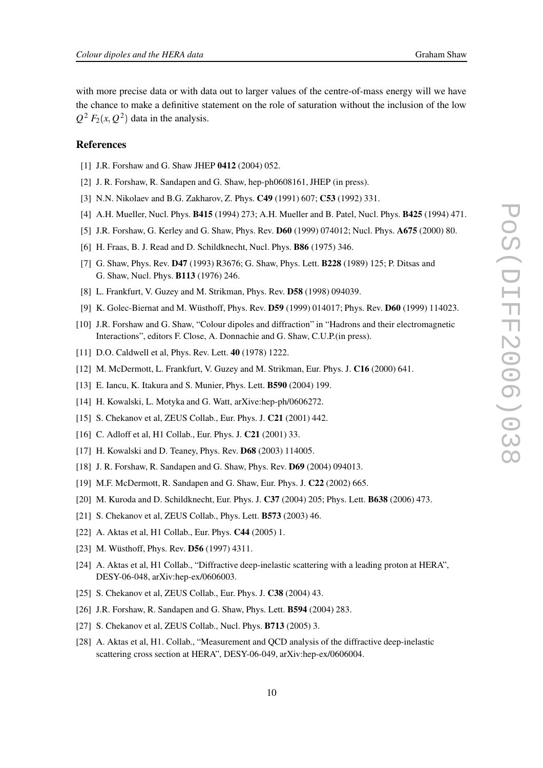with more precise data or with data out to larger values of the centre-of-mass energy will we have the chance to make a definitive statement on the role of saturation without the inclusion of the low $Q^2$ $F_2(x,Q^2)$ data in the analysis.

## References

[1] J.R. Forshaw and G. Shaw JHEP **0412** (2004) 052.

[2] J. R. Forshaw, R. Sandapen and G. Shaw, hep-ph0608161, JHEP (in press).

[3] N.N. Nikolaev and B.G. Zakharov, Z. Phys. **C49** (1991) 607; **C53** (1992) 331.

[4] A.H. Mueller, Nucl. Phys. **B415** (1994) 273; A.H. Mueller and B. Patel, Nucl. Phys. **B425** (1994) 471.

[5] J.R. Forshaw, G. Kerley and G. Shaw, Phys. Rev. **D60** (1999) 074012; Nucl. Phys. **A675** (2000) 80.

[6] H. Fraas, B. J. Read and D. Schildknecht, Nucl. Phys. **B86** (1975) 346.

[7] G. Shaw, Phys. Rev. **D47** (1993) R3676; G. Shaw, Phys. Lett. **B228** (1989) 125; P. Ditsas and G. Shaw, Nucl. Phys. **B113** (1976) 246.

[8] L. Frankfurt, V. Guzey and M. Strikman, Phys. Rev. **D58** (1998) 094039.

[9] K. Golec-Biernat and M. Wüsthoff, Phys. Rev. **D59** (1999) 014017; Phys. Rev. **D60** (1999) 114023.

[10] J.R. Forshaw and G. Shaw, "Colour dipoles and diffraction" in "Hadrons and their electromagnetic Interactions", editors F. Close, A. Donnachie and G. Shaw, C.U.P.(in press).

[11] D.O. Caldwell et al, Phys. Rev. Lett. **40** (1978) 1222.

[12] M. McDermott, L. Frankfurt, V. Guzey and M. Strikman, Eur. Phys. J. **C16** (2000) 641.

[13] E. Iancu, K. Itakura and S. Munier, Phys. Lett. **B590** (2004) 199.

[14] H. Kowalski, L. Motyka and G. Watt, arXive:hep-ph/0606272.

[15] S. Chekanov et al, ZEUS Collab., Eur. Phys. J. **C21** (2001) 442.

[16] C. Adloff et al, H1 Collab., Eur. Phys. J. **C21** (2001) 33.

[17] H. Kowalski and D. Teaney, Phys. Rev. **D68** (2003) 114005.

[18] J. R. Forshaw, R. Sandapen and G. Shaw, Phys. Rev. **D69** (2004) 094013.

[19] M.F. McDermott, R. Sandapen and G. Shaw, Eur. Phys. J. **C22** (2002) 665.

[20] M. Kuroda and D. Schildknecht, Eur. Phys. J. **C37** (2004) 205; Phys. Lett. **B638** (2006) 473.

[21] S. Chekanov et al, ZEUS Collab., Phys. Lett. **B573** (2003) 46.

[22] A. Aktas et al, H1 Collab., Eur. Phys. **C44** (2005) 1.

[23] M. Wüsthoff, Phys. Rev. **D56** (1997) 4311.

[24] A. Aktas et al, H1 Collab., "Diffractive deep-inelastic scattering with a leading proton at HERA", DESY-06-048, arXiv:hep-ex/0606003.

[25] S. Chekanov et al, ZEUS Collab., Eur. Phys. J. **C38** (2004) 43.

[26] J.R. Forshaw, R. Sandapen and G. Shaw, Phys. Lett. **B594** (2004) 283.

[27] S. Chekanov et al, ZEUS Collab., Nucl. Phys. **B713** (2005) 3.

[28] A. Aktas et al, H1. Collab., "Measurement and QCD analysis of the diffractive deep-inelastic scattering cross section at HERA", DESY-06-049, arXiv:hep-ex/0606004.